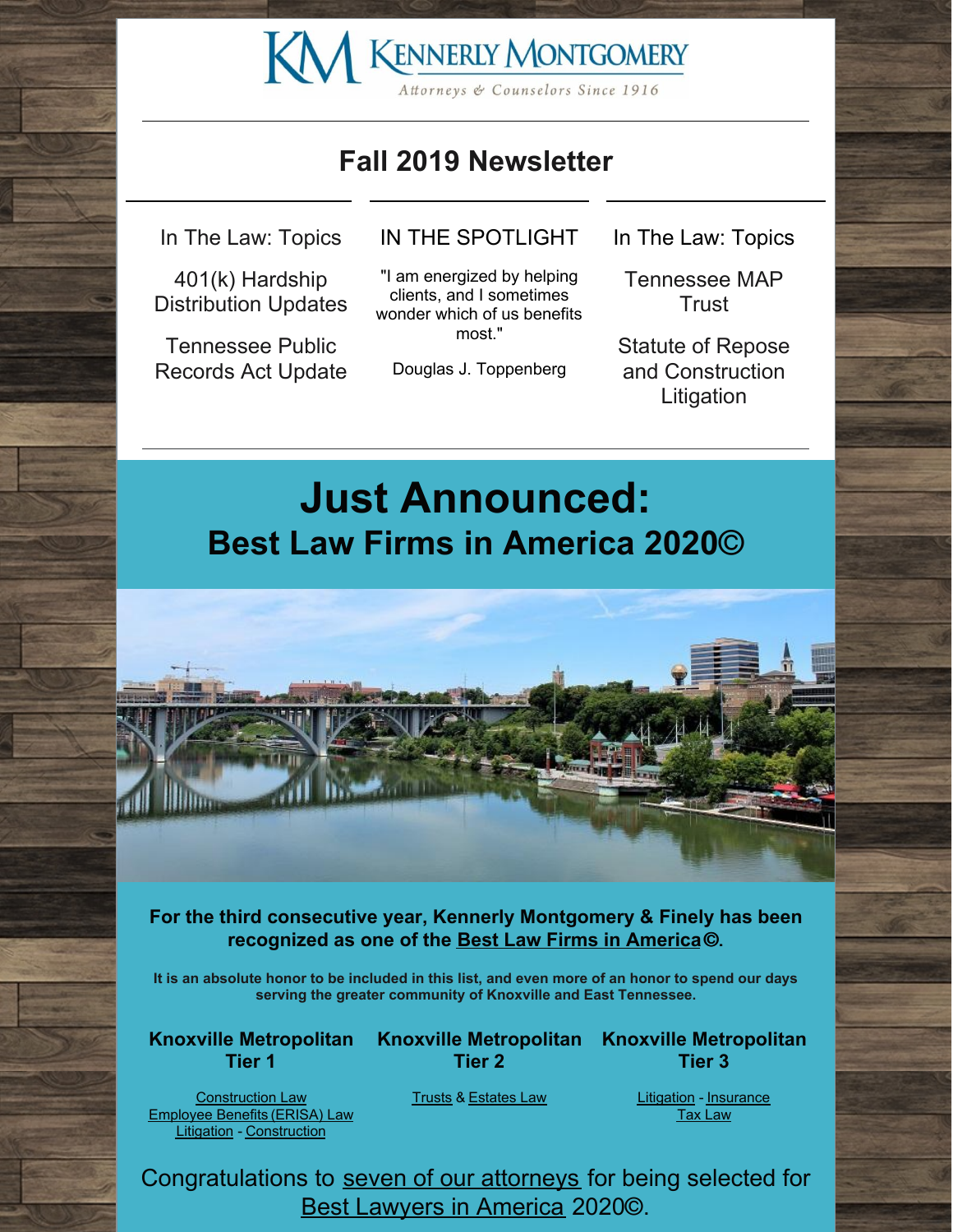KENNERLY MONTGOMERY

*Attorneys & Counselors Since 1916*

## Fall 2019 Newsletter

In The Law: Topics

401(k) Hardship Distribution Updates

Tennessee Public Records Act Update

IN THE SPOTLIGHT

"I am energized by helping clients, and I sometimes wonder which of us benefits most."

Douglas J. Toppenberg

In The Law: Topics

Tennessee MAP Trust

Statute of Repose and Construction Litigation

# Just Announced:

## Best Law Firms in America 2020©

**For the third consecutive year, Kennerly Montgomery & Finely has been recognized as one of the Best Law Firms in America©.**

**It is an absolute honor to be included in this list, and even more of an honor to spend our days serving the greater community of Knoxville and East Tennessee.**

**Knoxville Metropolitan Tier 1**

Construction Law
Employee Benefits (ERISA) Law
Litigation - Construction

**Knoxville Metropolitan Tier 2**

Trusts & Estates Law

**Knoxville Metropolitan Tier 3**

Litigation - Insurance
Tax Law

Congratulations to seven of our attorneys for being selected for Best Lawyers in America 2020©.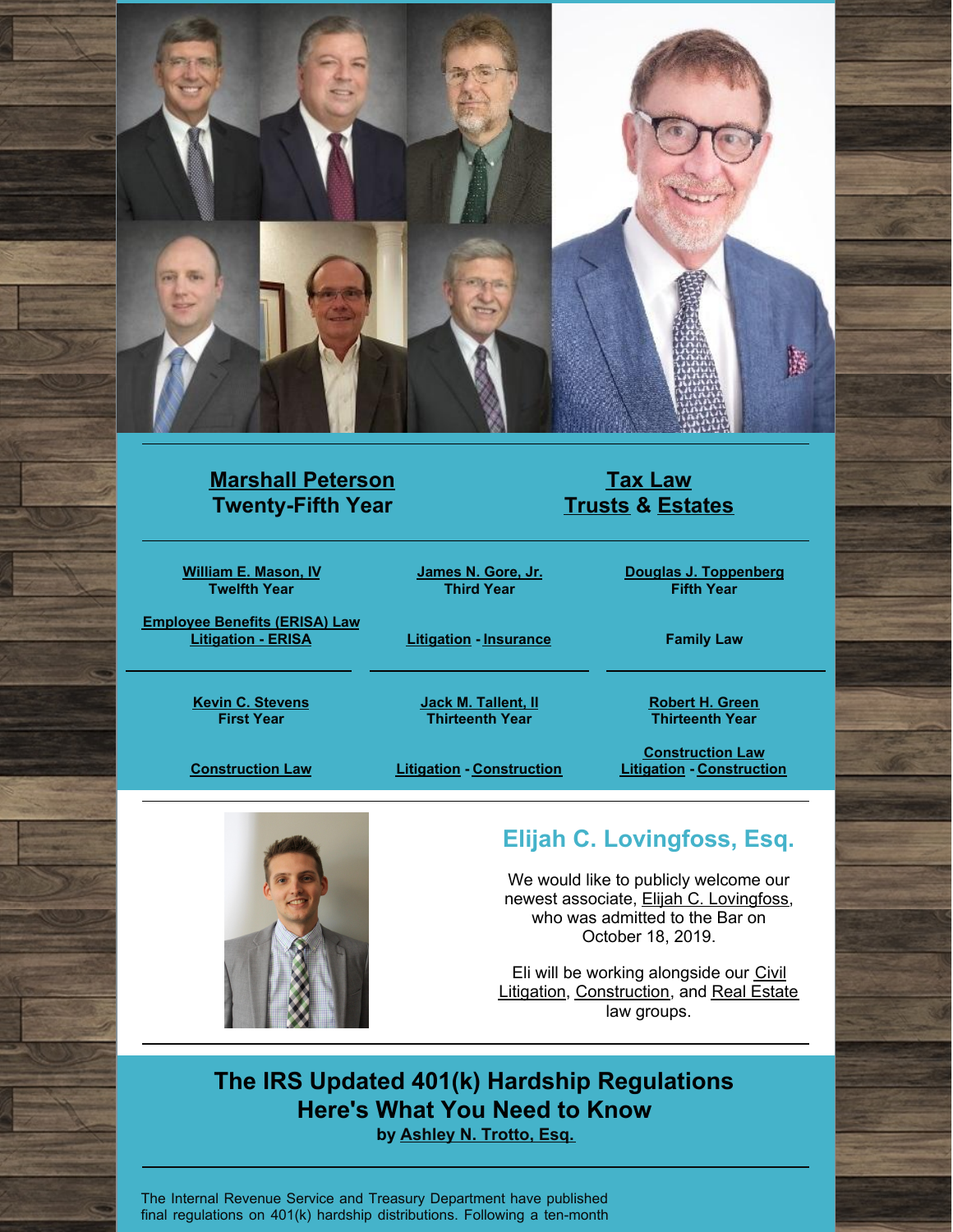**Marshall Peterson**
**Twenty-Fifth Year**

**Tax Law**
**Trusts & Estates**

---

**William E. Mason, IV**
**Twelfth Year**

**Employee Benefits (ERISA) Law**
**Litigation - ERISA**

**James N. Gore, Jr.**
**Third Year**

**Litigation - Insurance**

**Douglas J. Toppenberg**
**Fifth Year**

**Family Law**

---

**Kevin C. Stevens**
**First Year**

**Construction Law**

**Jack M. Tallent, II**
**Thirteenth Year**

**Litigation - Construction**

**Robert H. Green**
**Thirteenth Year**

**Construction Law**
**Litigation - Construction**

---

## Elijah C. Lovingfoss, Esq.

We would like to publicly welcome our newest associate, Elijah C. Lovingfoss, who was admitted to the Bar on October 18, 2019.

Eli will be working alongside our Civil Litigation, Construction, and Real Estate law groups.

---

## The IRS Updated 401(k) Hardship Regulations Here's What You Need to Know

**by Ashley N. Trotto, Esq.**

---

The Internal Revenue Service and Treasury Department have published final regulations on 401(k) hardship distributions. Following a ten-month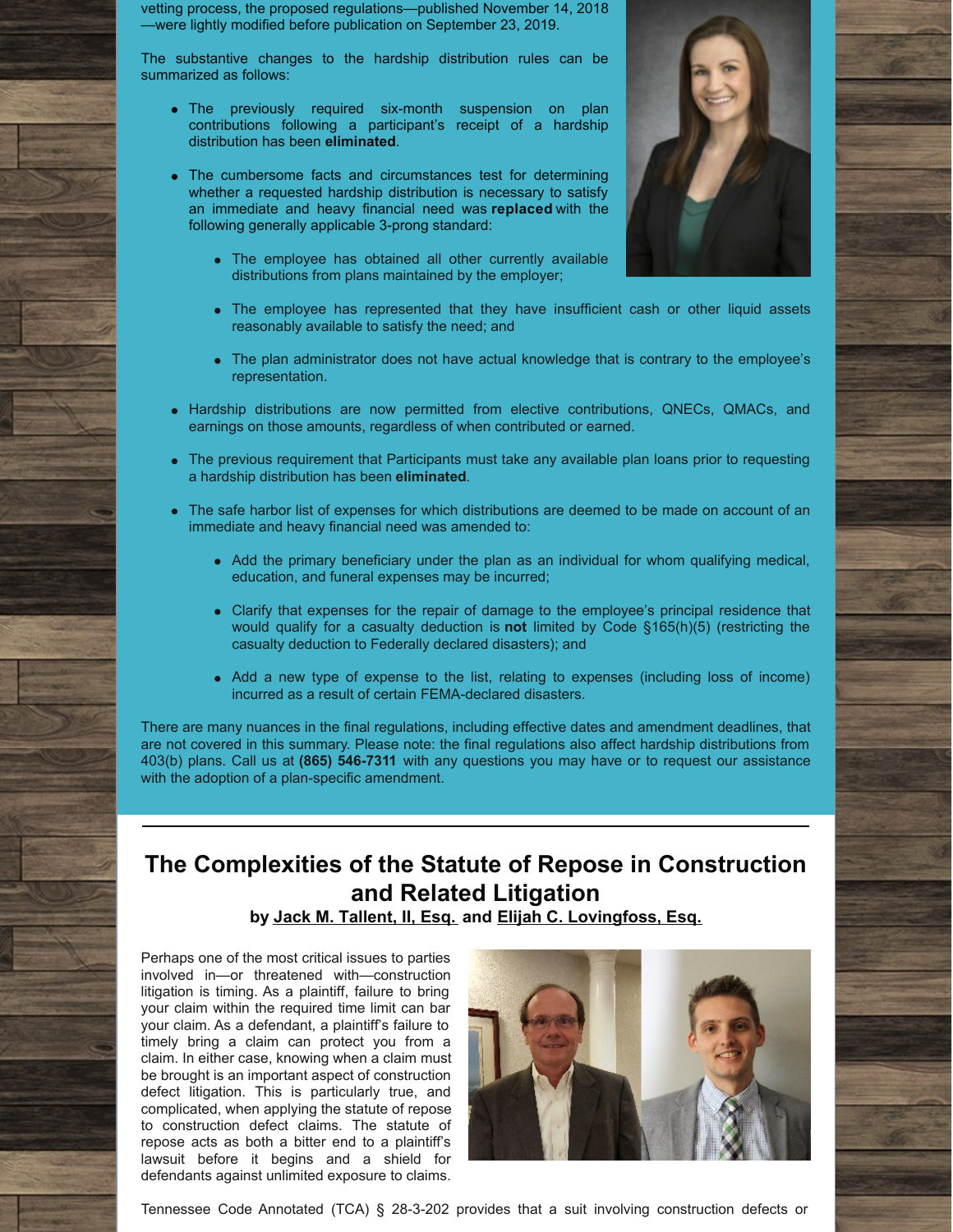vetting process, the proposed regulations—published November 14, 2018—were lightly modified before publication on September 23, 2019.

The substantive changes to the hardship distribution rules can be summarized as follows:

- The previously required six-month suspension on plan contributions following a participant's receipt of a hardship distribution has been **eliminated**.
- The cumbersome facts and circumstances test for determining whether a requested hardship distribution is necessary to satisfy an immediate and heavy financial need was **replaced** with the following generally applicable 3-prong standard:
  - The employee has obtained all other currently available distributions from plans maintained by the employer;
  - The employee has represented that they have insufficient cash or other liquid assets reasonably available to satisfy the need; and
  - The plan administrator does not have actual knowledge that is contrary to the employee's representation.
- Hardship distributions are now permitted from elective contributions, QNECs, QMACs, and earnings on those amounts, regardless of when contributed or earned.
- The previous requirement that Participants must take any available plan loans prior to requesting a hardship distribution has been **eliminated**.
- The safe harbor list of expenses for which distributions are deemed to be made on account of an immediate and heavy financial need was amended to:
  - Add the primary beneficiary under the plan as an individual for whom qualifying medical, education, and funeral expenses may be incurred;
  - Clarify that expenses for the repair of damage to the employee's principal residence that would qualify for a casualty deduction is **not** limited by Code §165(h)(5) (restricting the casualty deduction to Federally declared disasters); and
  - Add a new type of expense to the list, relating to expenses (including loss of income) incurred as a result of certain FEMA-declared disasters.

There are many nuances in the final regulations, including effective dates and amendment deadlines, that are not covered in this summary. Please note: the final regulations also affect hardship distributions from 403(b) plans. Call us at **(865) 546-7311** with any questions you may have or to request our assistance with the adoption of a plan-specific amendment.

## The Complexities of the Statute of Repose in Construction and Related Litigation

**by Jack M. Tallent, II, Esq. and Elijah C. Lovingfoss, Esq.**

Perhaps one of the most critical issues to parties involved in—or threatened with—construction litigation is timing. As a plaintiff, failure to bring your claim within the required time limit can bar your claim. As a defendant, a plaintiff's failure to timely bring a claim can protect you from a claim. In either case, knowing when a claim must be brought is an important aspect of construction defect litigation. This is particularly true, and complicated, when applying the statute of repose to construction defect claims. The statute of repose acts as both a bitter end to a plaintiff's lawsuit before it begins and a shield for defendants against unlimited exposure to claims.

Tennessee Code Annotated (TCA) § 28-3-202 provides that a suit involving construction defects or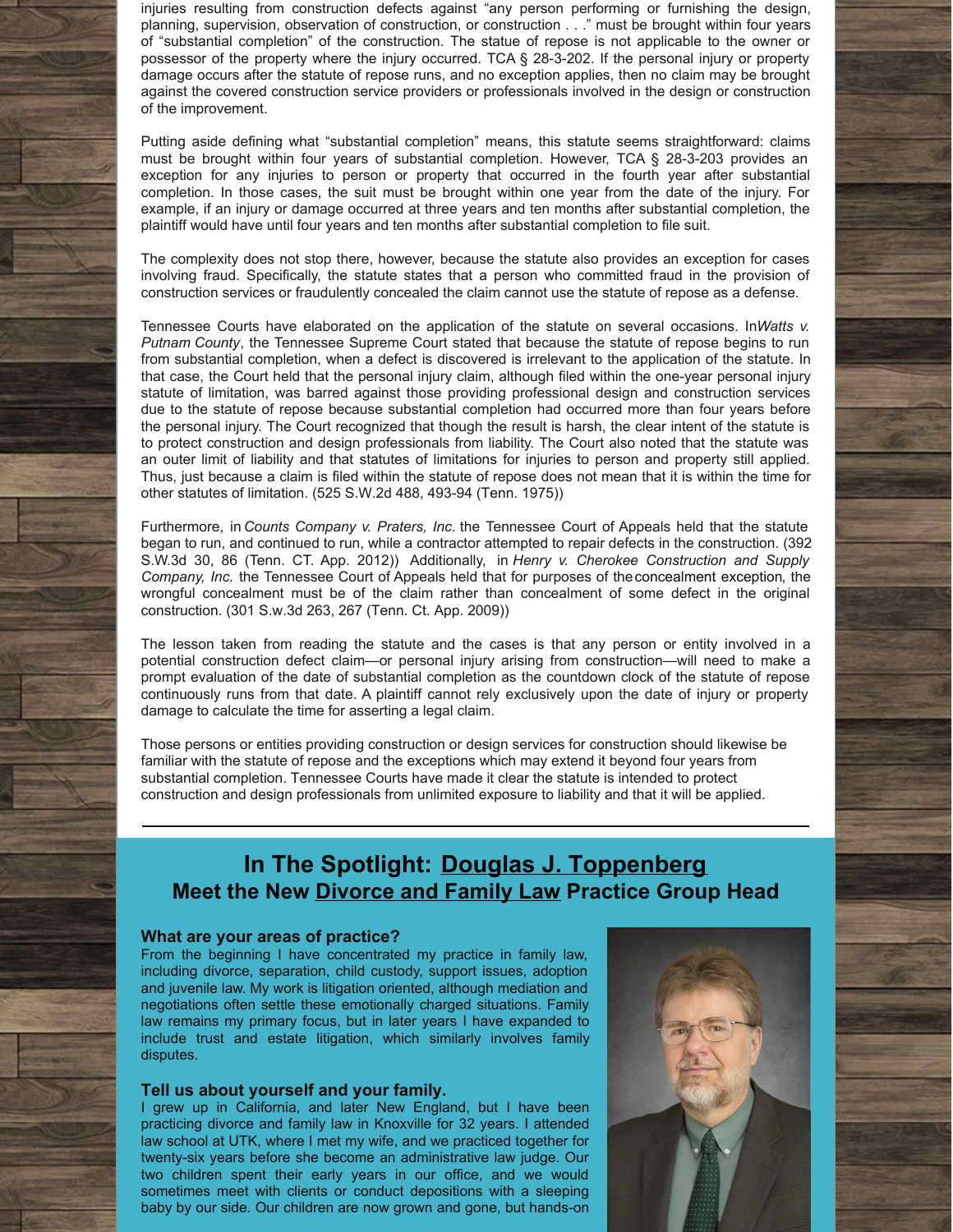injuries resulting from construction defects against "any person performing or furnishing the design, planning, supervision, observation of construction, or construction . . ." must be brought within four years of "substantial completion" of the construction. The statue of repose is not applicable to the owner or possessor of the property where the injury occurred. TCA § 28-3-202. If the personal injury or property damage occurs after the statute of repose runs, and no exception applies, then no claim may be brought against the covered construction service providers or professionals involved in the design or construction of the improvement.

Putting aside defining what "substantial completion" means, this statute seems straightforward: claims must be brought within four years of substantial completion. However, TCA § 28-3-203 provides an exception for any injuries to person or property that occurred in the fourth year after substantial completion. In those cases, the suit must be brought within one year from the date of the injury. For example, if an injury or damage occurred at three years and ten months after substantial completion, the plaintiff would have until four years and ten months after substantial completion to file suit.

The complexity does not stop there, however, because the statute also provides an exception for cases involving fraud. Specifically, the statute states that a person who committed fraud in the provision of construction services or fraudulently concealed the claim cannot use the statute of repose as a defense.

Tennessee Courts have elaborated on the application of the statute on several occasions. In*Watts v. Putnam County*, the Tennessee Supreme Court stated that because the statute of repose begins to run from substantial completion, when a defect is discovered is irrelevant to the application of the statute. In that case, the Court held that the personal injury claim, although filed within the one-year personal injury statute of limitation, was barred against those providing professional design and construction services due to the statute of repose because substantial completion had occurred more than four years before the personal injury. The Court recognized that though the result is harsh, the clear intent of the statute is to protect construction and design professionals from liability. The Court also noted that the statute was an outer limit of liability and that statutes of limitations for injuries to person and property still applied. Thus, just because a claim is filed within the statute of repose does not mean that it is within the time for other statutes of limitation. (525 S.W.2d 488, 493-94 (Tenn. 1975))

Furthermore, in *Counts Company v. Praters, Inc.* the Tennessee Court of Appeals held that the statute began to run, and continued to run, while a contractor attempted to repair defects in the construction. (392 S.W.3d 30, 86 (Tenn. CT. App. 2012)) Additionally, in *Henry v. Cherokee Construction and Supply Company, Inc.* the Tennessee Court of Appeals held that for purposes of the concealment exception, the wrongful concealment must be of the claim rather than concealment of some defect in the original construction. (301 S.w.3d 263, 267 (Tenn. Ct. App. 2009))

The lesson taken from reading the statute and the cases is that any person or entity involved in a potential construction defect claim—or personal injury arising from construction—will need to make a prompt evaluation of the date of substantial completion as the countdown clock of the statute of repose continuously runs from that date. A plaintiff cannot rely exclusively upon the date of injury or property damage to calculate the time for asserting a legal claim.

Those persons or entities providing construction or design services for construction should likewise be familiar with the statute of repose and the exceptions which may extend it beyond four years from substantial completion. Tennessee Courts have made it clear the statute is intended to protect construction and design professionals from unlimited exposure to liability and that it will be applied.

---

## In The Spotlight: Douglas J. Toppenberg
## Meet the New Divorce and Family Law Practice Group Head

**What are your areas of practice?**

From the beginning I have concentrated my practice in family law, including divorce, separation, child custody, support issues, adoption and juvenile law. My work is litigation oriented, although mediation and negotiations often settle these emotionally charged situations. Family law remains my primary focus, but in later years I have expanded to include trust and estate litigation, which similarly involves family disputes.

**Tell us about yourself and your family.**

I grew up in California, and later New England, but I have been practicing divorce and family law in Knoxville for 32 years. I attended law school at UTK, where I met my wife, and we practiced together for twenty-six years before she become an administrative law judge. Our two children spent their early years in our office, and we would sometimes meet with clients or conduct depositions with a sleeping baby by our side. Our children are now grown and gone, but hands-on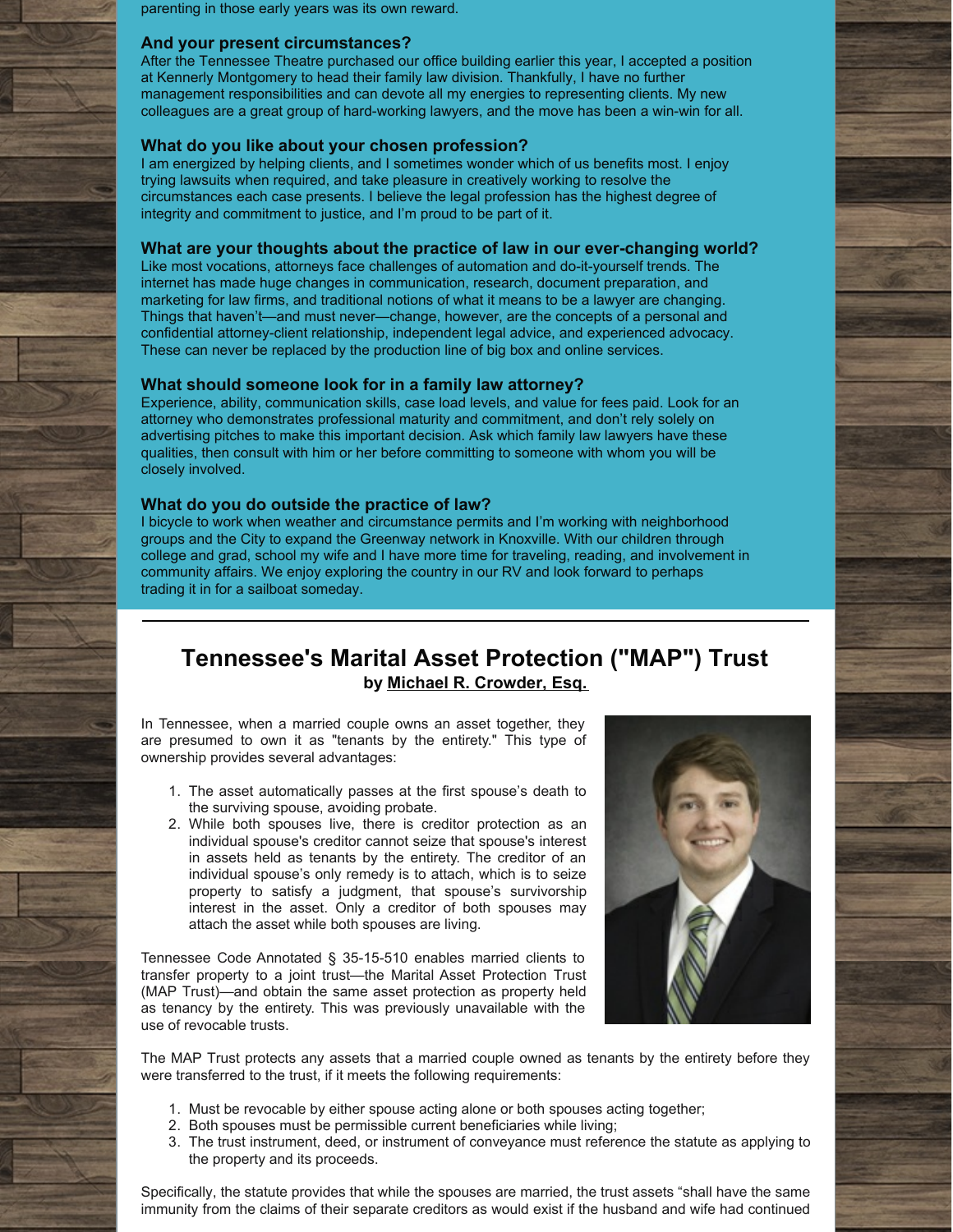parenting in those early years was its own reward.

### And your present circumstances?

After the Tennessee Theatre purchased our office building earlier this year, I accepted a position at Kennerly Montgomery to head their family law division. Thankfully, I have no further management responsibilities and can devote all my energies to representing clients. My new colleagues are a great group of hard-working lawyers, and the move has been a win-win for all.

### What do you like about your chosen profession?

I am energized by helping clients, and I sometimes wonder which of us benefits most. I enjoy trying lawsuits when required, and take pleasure in creatively working to resolve the circumstances each case presents. I believe the legal profession has the highest degree of integrity and commitment to justice, and I'm proud to be part of it.

### What are your thoughts about the practice of law in our ever-changing world?

Like most vocations, attorneys face challenges of automation and do-it-yourself trends. The internet has made huge changes in communication, research, document preparation, and marketing for law firms, and traditional notions of what it means to be a lawyer are changing. Things that haven't—and must never—change, however, are the concepts of a personal and confidential attorney-client relationship, independent legal advice, and experienced advocacy. These can never be replaced by the production line of big box and online services.

### What should someone look for in a family law attorney?

Experience, ability, communication skills, case load levels, and value for fees paid. Look for an attorney who demonstrates professional maturity and commitment, and don't rely solely on advertising pitches to make this important decision. Ask which family law lawyers have these qualities, then consult with him or her before committing to someone with whom you will be closely involved.

### What do you do outside the practice of law?

I bicycle to work when weather and circumstance permits and I'm working with neighborhood groups and the City to expand the Greenway network in Knoxville. With our children through college and grad, school my wife and I have more time for traveling, reading, and involvement in community affairs. We enjoy exploring the country in our RV and look forward to perhaps trading it in for a sailboat someday.

---

## Tennessee's Marital Asset Protection ("MAP") Trust

**by Michael R. Crowder, Esq.**

In Tennessee, when a married couple owns an asset together, they are presumed to own it as "tenants by the entirety." This type of ownership provides several advantages:

1. The asset automatically passes at the first spouse's death to the surviving spouse, avoiding probate.
2. While both spouses live, there is creditor protection as an individual spouse's creditor cannot seize that spouse's interest in assets held as tenants by the entirety. The creditor of an individual spouse's only remedy is to attach, which is to seize property to satisfy a judgment, that spouse's survivorship interest in the asset. Only a creditor of both spouses may attach the asset while both spouses are living.

Tennessee Code Annotated § 35-15-510 enables married clients to transfer property to a joint trust—the Marital Asset Protection Trust (MAP Trust)—and obtain the same asset protection as property held as tenancy by the entirety. This was previously unavailable with the use of revocable trusts.

The MAP Trust protects any assets that a married couple owned as tenants by the entirety before they were transferred to the trust, if it meets the following requirements:

1. Must be revocable by either spouse acting alone or both spouses acting together;
2. Both spouses must be permissible current beneficiaries while living;
3. The trust instrument, deed, or instrument of conveyance must reference the statute as applying to the property and its proceeds.

Specifically, the statute provides that while the spouses are married, the trust assets "shall have the same immunity from the claims of their separate creditors as would exist if the husband and wife had continued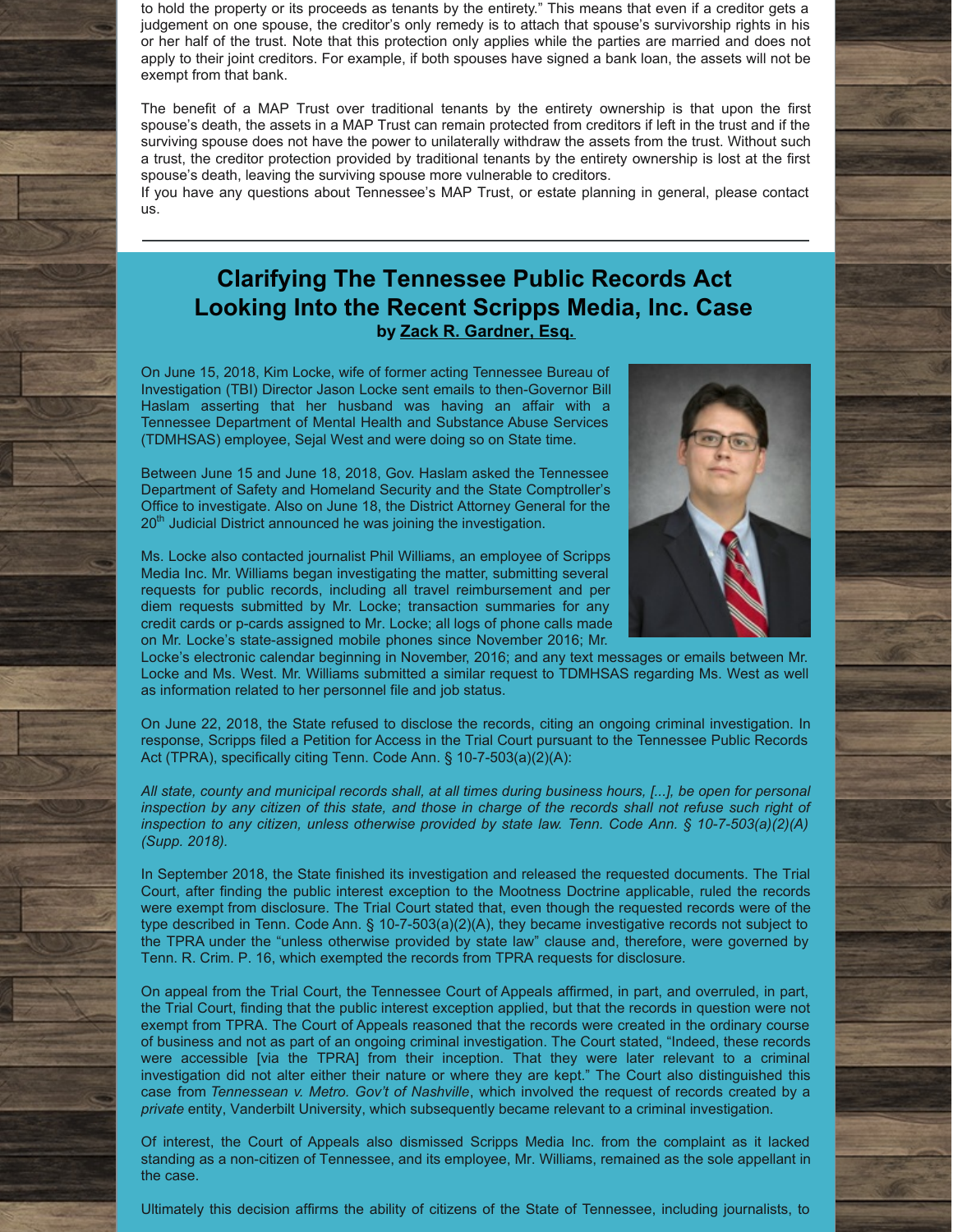to hold the property or its proceeds as tenants by the entirety." This means that even if a creditor gets a judgement on one spouse, the creditor's only remedy is to attach that spouse's survivorship rights in his or her half of the trust. Note that this protection only applies while the parties are married and does not apply to their joint creditors. For example, if both spouses have signed a bank loan, the assets will not be exempt from that bank.

The benefit of a MAP Trust over traditional tenants by the entirety ownership is that upon the first spouse's death, the assets in a MAP Trust can remain protected from creditors if left in the trust and if the surviving spouse does not have the power to unilaterally withdraw the assets from the trust. Without such a trust, the creditor protection provided by traditional tenants by the entirety ownership is lost at the first spouse's death, leaving the surviving spouse more vulnerable to creditors.

If you have any questions about Tennessee's MAP Trust, or estate planning in general, please contact us.

---

## Clarifying The Tennessee Public Records Act Looking Into the Recent Scripps Media, Inc. Case

**by Zack R. Gardner, Esq.**

On June 15, 2018, Kim Locke, wife of former acting Tennessee Bureau of Investigation (TBI) Director Jason Locke sent emails to then-Governor Bill Haslam asserting that her husband was having an affair with a Tennessee Department of Mental Health and Substance Abuse Services (TDMHSAS) employee, Sejal West and were doing so on State time.

Between June 15 and June 18, 2018, Gov. Haslam asked the Tennessee Department of Safety and Homeland Security and the State Comptroller's Office to investigate. Also on June 18, the District Attorney General for the 20th Judicial District announced he was joining the investigation.

Ms. Locke also contacted journalist Phil Williams, an employee of Scripps Media Inc. Mr. Williams began investigating the matter, submitting several requests for public records, including all travel reimbursement and per diem requests submitted by Mr. Locke; transaction summaries for any credit cards or p-cards assigned to Mr. Locke; all logs of phone calls made on Mr. Locke's state-assigned mobile phones since November 2016; Mr. Locke's electronic calendar beginning in November, 2016; and any text messages or emails between Mr. Locke and Ms. West. Mr. Williams submitted a similar request to TDMHSAS regarding Ms. West as well as information related to her personnel file and job status.

On June 22, 2018, the State refused to disclose the records, citing an ongoing criminal investigation. In response, Scripps filed a Petition for Access in the Trial Court pursuant to the Tennessee Public Records Act (TPRA), specifically citing Tenn. Code Ann. § 10-7-503(a)(2)(A):

*All state, county and municipal records shall, at all times during business hours, [...], be open for personal inspection by any citizen of this state, and those in charge of the records shall not refuse such right of inspection to any citizen, unless otherwise provided by state law. Tenn. Code Ann. § 10-7-503(a)(2)(A) (Supp. 2018).*

In September 2018, the State finished its investigation and released the requested documents. The Trial Court, after finding the public interest exception to the Mootness Doctrine applicable, ruled the records were exempt from disclosure. The Trial Court stated that, even though the requested records were of the type described in Tenn. Code Ann. § 10-7-503(a)(2)(A), they became investigative records not subject to the TPRA under the "unless otherwise provided by state law" clause and, therefore, were governed by Tenn. R. Crim. P. 16, which exempted the records from TPRA requests for disclosure.

On appeal from the Trial Court, the Tennessee Court of Appeals affirmed, in part, and overruled, in part, the Trial Court, finding that the public interest exception applied, but that the records in question were not exempt from TPRA. The Court of Appeals reasoned that the records were created in the ordinary course of business and not as part of an ongoing criminal investigation. The Court stated, "Indeed, these records were accessible [via the TPRA] from their inception. That they were later relevant to a criminal investigation did not alter either their nature or where they are kept." The Court also distinguished this case from *Tennessean v. Metro. Gov't of Nashville*, which involved the request of records created by a *private* entity, Vanderbilt University, which subsequently became relevant to a criminal investigation.

Of interest, the Court of Appeals also dismissed Scripps Media Inc. from the complaint as it lacked standing as a non-citizen of Tennessee, and its employee, Mr. Williams, remained as the sole appellant in the case.

Ultimately this decision affirms the ability of citizens of the State of Tennessee, including journalists, to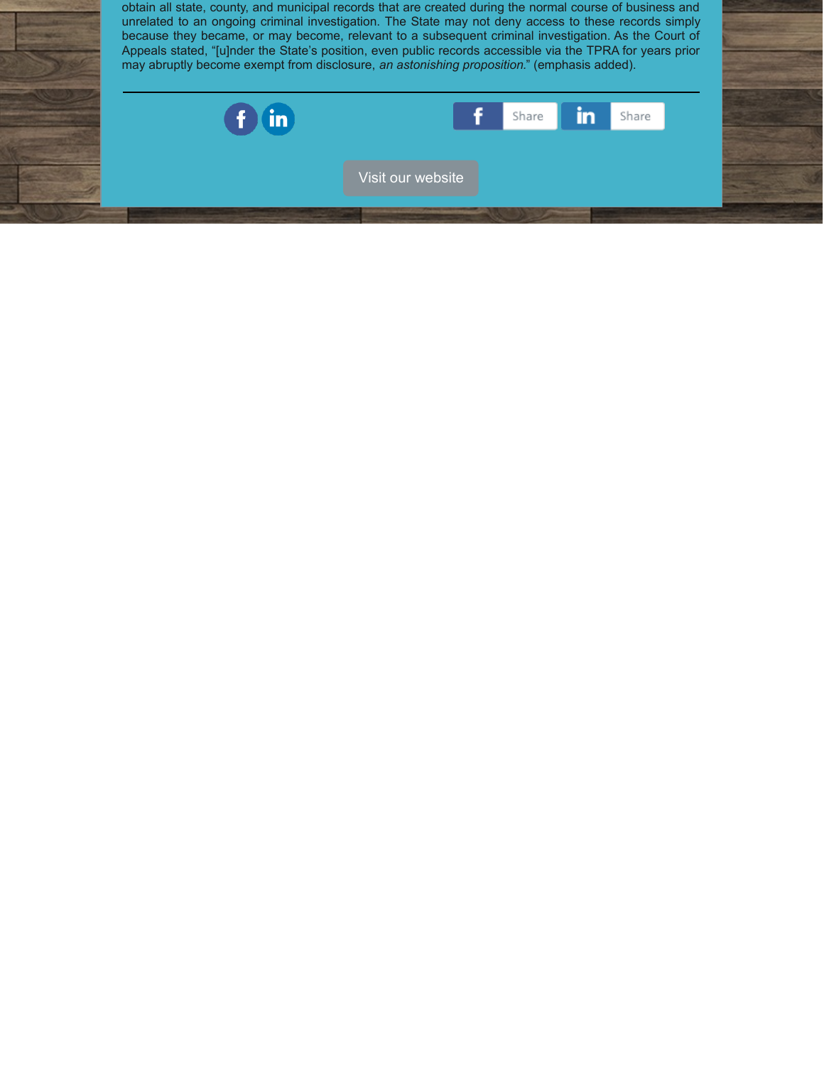obtain all state, county, and municipal records that are created during the normal course of business and unrelated to an ongoing criminal investigation. The State may not deny access to these records simply because they became, or may become, relevant to a subsequent criminal investigation. As the Court of Appeals stated, "[u]nder the State's position, even public records accessible via the TPRA for years prior may abruptly become exempt from disclosure, *an astonishing proposition*." (emphasis added).

---

Share Share

Visit our website